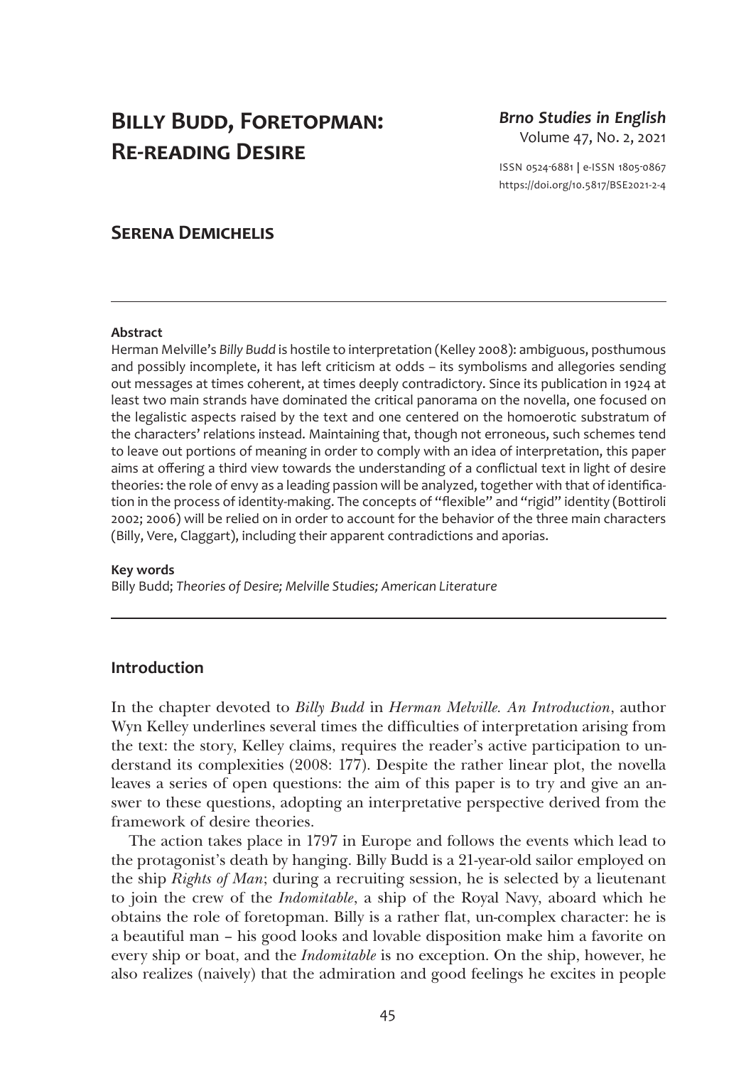# Billy Budd, Foretopman: Re-reading Desire

*Brno Studies in English*
Volume 47, No. 2, 2021

ISSN 0524-6881 | e-ISSN 1805-0867
https://doi.org/10.5817/BSE2021-2-4

## Serena Demichelis

---

**Abstract**

Herman Melville's *Billy Budd* is hostile to interpretation (Kelley 2008): ambiguous, posthumous and possibly incomplete, it has left criticism at odds – its symbolisms and allegories sending out messages at times coherent, at times deeply contradictory. Since its publication in 1924 at least two main strands have dominated the critical panorama on the novella, one focused on the legalistic aspects raised by the text and one centered on the homoerotic substratum of the characters' relations instead. Maintaining that, though not erroneous, such schemes tend to leave out portions of meaning in order to comply with an idea of interpretation, this paper aims at offering a third view towards the understanding of a conflictual text in light of desire theories: the role of envy as a leading passion will be analyzed, together with that of identification in the process of identity-making. The concepts of "flexible" and "rigid" identity (Bottiroli 2002; 2006) will be relied on in order to account for the behavior of the three main characters (Billy, Vere, Claggart), including their apparent contradictions and aporias.

**Key words**

Billy Budd; *Theories of Desire; Melville Studies; American Literature*

---

## Introduction

In the chapter devoted to *Billy Budd* in *Herman Melville. An Introduction*, author Wyn Kelley underlines several times the difficulties of interpretation arising from the text: the story, Kelley claims, requires the reader's active participation to understand its complexities (2008: 177). Despite the rather linear plot, the novella leaves a series of open questions: the aim of this paper is to try and give an answer to these questions, adopting an interpretative perspective derived from the framework of desire theories.

The action takes place in 1797 in Europe and follows the events which lead to the protagonist's death by hanging. Billy Budd is a 21-year-old sailor employed on the ship *Rights of Man*; during a recruiting session, he is selected by a lieutenant to join the crew of the *Indomitable*, a ship of the Royal Navy, aboard which he obtains the role of foretopman. Billy is a rather flat, un-complex character: he is a beautiful man – his good looks and lovable disposition make him a favorite on every ship or boat, and the *Indomitable* is no exception. On the ship, however, he also realizes (naively) that the admiration and good feelings he excites in people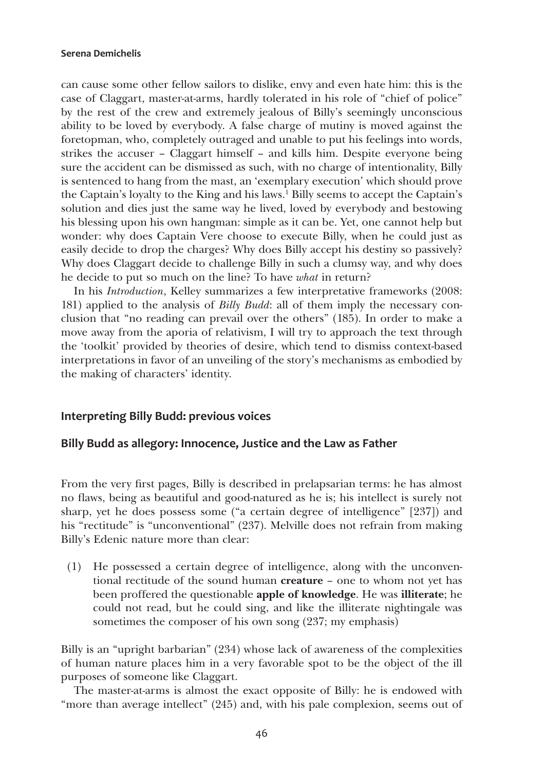can cause some other fellow sailors to dislike, envy and even hate him: this is the case of Claggart, master-at-arms, hardly tolerated in his role of "chief of police" by the rest of the crew and extremely jealous of Billy's seemingly unconscious ability to be loved by everybody. A false charge of mutiny is moved against the foretopman, who, completely outraged and unable to put his feelings into words, strikes the accuser – Claggart himself – and kills him. Despite everyone being sure the accident can be dismissed as such, with no charge of intentionality, Billy is sentenced to hang from the mast, an 'exemplary execution' which should prove the Captain's loyalty to the King and his laws.[1] Billy seems to accept the Captain's solution and dies just the same way he lived, loved by everybody and bestowing his blessing upon his own hangman: simple as it can be. Yet, one cannot help but wonder: why does Captain Vere choose to execute Billy, when he could just as easily decide to drop the charges? Why does Billy accept his destiny so passively? Why does Claggart decide to challenge Billy in such a clumsy way, and why does he decide to put so much on the line? To have *what* in return?

In his *Introduction*, Kelley summarizes a few interpretative frameworks (2008: 181) applied to the analysis of *Billy Budd*: all of them imply the necessary conclusion that "no reading can prevail over the others" (185). In order to make a move away from the aporia of relativism, I will try to approach the text through the 'toolkit' provided by theories of desire, which tend to dismiss context-based interpretations in favor of an unveiling of the story's mechanisms as embodied by the making of characters' identity.

## Interpreting Billy Budd: previous voices

### Billy Budd as allegory: Innocence, Justice and the Law as Father

From the very first pages, Billy is described in prelapsarian terms: he has almost no flaws, being as beautiful and good-natured as he is; his intellect is surely not sharp, yet he does possess some ("a certain degree of intelligence" [237]) and his "rectitude" is "unconventional" (237). Melville does not refrain from making Billy's Edenic nature more than clear:

> (1) He possessed a certain degree of intelligence, along with the unconventional rectitude of the sound human **creature** – one to whom not yet has been proffered the questionable **apple of knowledge**. He was **illiterate**; he could not read, but he could sing, and like the illiterate nightingale was sometimes the composer of his own song (237; my emphasis)

Billy is an "upright barbarian" (234) whose lack of awareness of the complexities of human nature places him in a very favorable spot to be the object of the ill purposes of someone like Claggart.

The master-at-arms is almost the exact opposite of Billy: he is endowed with "more than average intellect" (245) and, with his pale complexion, seems out of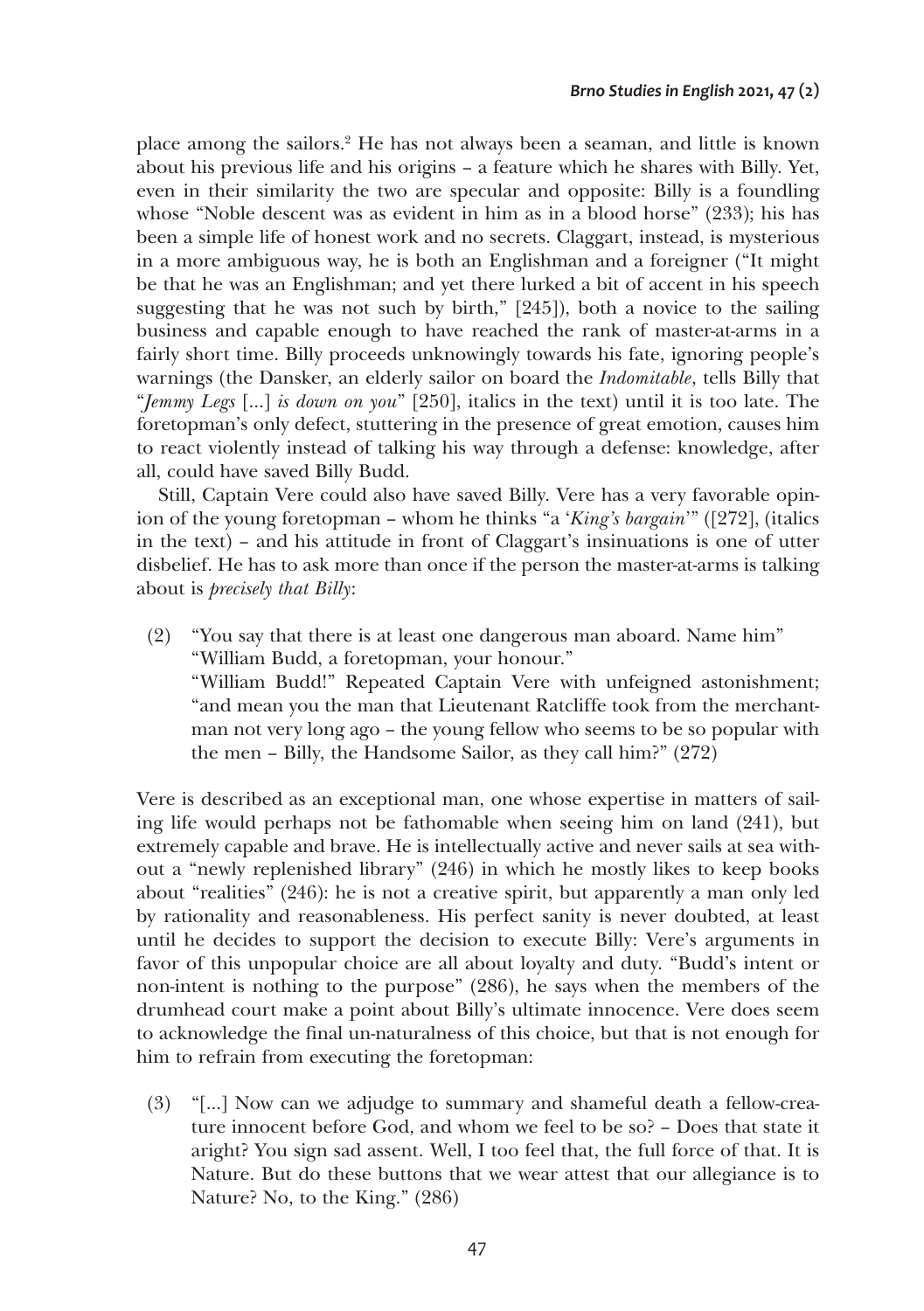place among the sailors.[2] He has not always been a seaman, and little is known about his previous life and his origins – a feature which he shares with Billy. Yet, even in their similarity the two are specular and opposite: Billy is a foundling whose "Noble descent was as evident in him as in a blood horse" (233); his has been a simple life of honest work and no secrets. Claggart, instead, is mysterious in a more ambiguous way, he is both an Englishman and a foreigner ("It might be that he was an Englishman; and yet there lurked a bit of accent in his speech suggesting that he was not such by birth," [245]), both a novice to the sailing business and capable enough to have reached the rank of master-at-arms in a fairly short time. Billy proceeds unknowingly towards his fate, ignoring people's warnings (the Dansker, an elderly sailor on board the *Indomitable*, tells Billy that "*Jemmy Legs* [...] *is down on you*" [250], italics in the text) until it is too late. The foretopman's only defect, stuttering in the presence of great emotion, causes him to react violently instead of talking his way through a defense: knowledge, after all, could have saved Billy Budd.

Still, Captain Vere could also have saved Billy. Vere has a very favorable opinion of the young foretopman – whom he thinks "a '*King's bargain*'" ([272], (italics in the text) – and his attitude in front of Claggart's insinuations is one of utter disbelief. He has to ask more than once if the person the master-at-arms is talking about is *precisely that Billy*:

(2) "You say that there is at least one dangerous man aboard. Name him"
"William Budd, a foretopman, your honour."
"William Budd!" Repeated Captain Vere with unfeigned astonishment; "and mean you the man that Lieutenant Ratcliffe took from the merchantman not very long ago – the young fellow who seems to be so popular with the men – Billy, the Handsome Sailor, as they call him?" (272)

Vere is described as an exceptional man, one whose expertise in matters of sailing life would perhaps not be fathomable when seeing him on land (241), but extremely capable and brave. He is intellectually active and never sails at sea without a "newly replenished library" (246) in which he mostly likes to keep books about "realities" (246): he is not a creative spirit, but apparently a man only led by rationality and reasonableness. His perfect sanity is never doubted, at least until he decides to support the decision to execute Billy: Vere's arguments in favor of this unpopular choice are all about loyalty and duty. "Budd's intent or non-intent is nothing to the purpose" (286), he says when the members of the drumhead court make a point about Billy's ultimate innocence. Vere does seem to acknowledge the final un-naturalness of this choice, but that is not enough for him to refrain from executing the foretopman:

(3) "[...] Now can we adjudge to summary and shameful death a fellow-creature innocent before God, and whom we feel to be so? – Does that state it aright? You sign sad assent. Well, I too feel that, the full force of that. It is Nature. But do these buttons that we wear attest that our allegiance is to Nature? No, to the King." (286)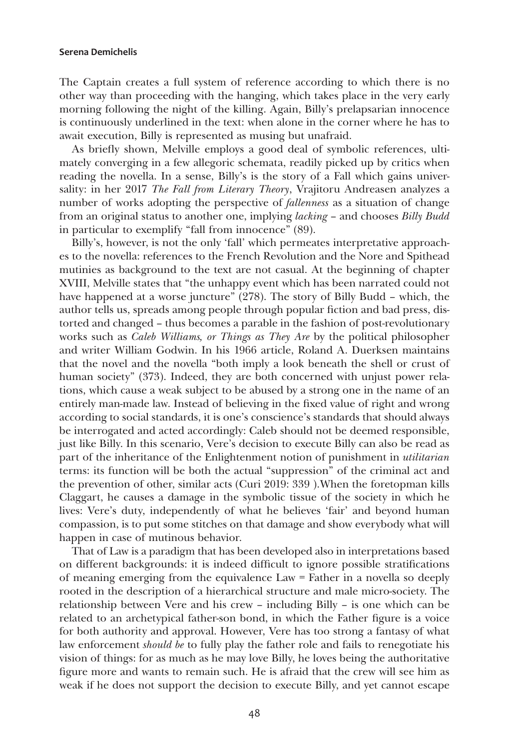The Captain creates a full system of reference according to which there is no other way than proceeding with the hanging, which takes place in the very early morning following the night of the killing. Again, Billy's prelapsarian innocence is continuously underlined in the text: when alone in the corner where he has to await execution, Billy is represented as musing but unafraid.

As briefly shown, Melville employs a good deal of symbolic references, ultimately converging in a few allegoric schemata, readily picked up by critics when reading the novella. In a sense, Billy's is the story of a Fall which gains universality: in her 2017 *The Fall from Literary Theory*, Vrajitoru Andreasen analyzes a number of works adopting the perspective of *fallenness* as a situation of change from an original status to another one, implying *lacking* – and chooses *Billy Budd* in particular to exemplify "fall from innocence" (89).

Billy's, however, is not the only 'fall' which permeates interpretative approaches to the novella: references to the French Revolution and the Nore and Spithead mutinies as background to the text are not casual. At the beginning of chapter XVIII, Melville states that "the unhappy event which has been narrated could not have happened at a worse juncture" (278). The story of Billy Budd – which, the author tells us, spreads among people through popular fiction and bad press, distorted and changed – thus becomes a parable in the fashion of post-revolutionary works such as *Caleb Williams, or Things as They Are* by the political philosopher and writer William Godwin. In his 1966 article, Roland A. Duerksen maintains that the novel and the novella "both imply a look beneath the shell or crust of human society" (373). Indeed, they are both concerned with unjust power relations, which cause a weak subject to be abused by a strong one in the name of an entirely man-made law. Instead of believing in the fixed value of right and wrong according to social standards, it is one's conscience's standards that should always be interrogated and acted accordingly: Caleb should not be deemed responsible, just like Billy. In this scenario, Vere's decision to execute Billy can also be read as part of the inheritance of the Enlightenment notion of punishment in *utilitarian* terms: its function will be both the actual "suppression" of the criminal act and the prevention of other, similar acts (Curi 2019: 339 ).When the foretopman kills Claggart, he causes a damage in the symbolic tissue of the society in which he lives: Vere's duty, independently of what he believes 'fair' and beyond human compassion, is to put some stitches on that damage and show everybody what will happen in case of mutinous behavior.

That of Law is a paradigm that has been developed also in interpretations based on different backgrounds: it is indeed difficult to ignore possible stratifications of meaning emerging from the equivalence Law = Father in a novella so deeply rooted in the description of a hierarchical structure and male micro-society. The relationship between Vere and his crew – including Billy – is one which can be related to an archetypical father-son bond, in which the Father figure is a voice for both authority and approval. However, Vere has too strong a fantasy of what law enforcement *should be* to fully play the father role and fails to renegotiate his vision of things: for as much as he may love Billy, he loves being the authoritative figure more and wants to remain such. He is afraid that the crew will see him as weak if he does not support the decision to execute Billy, and yet cannot escape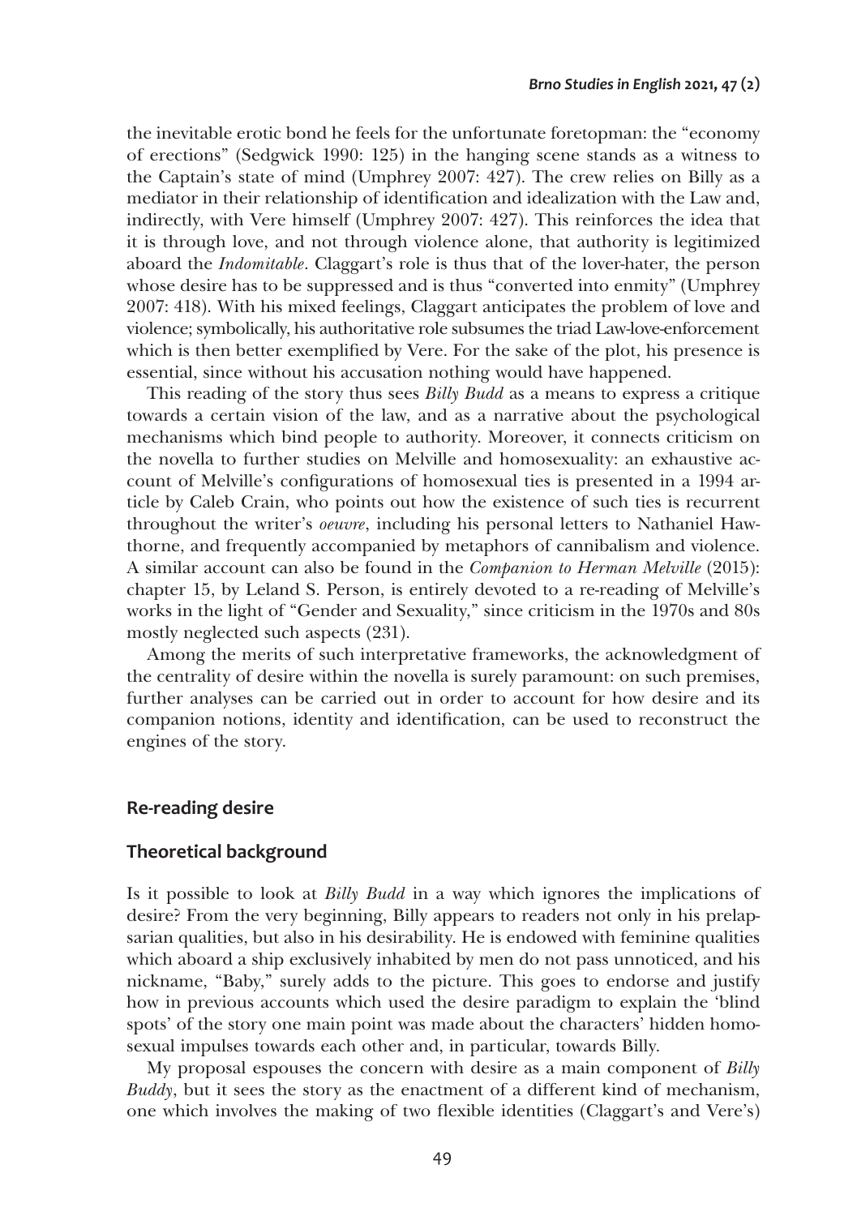the inevitable erotic bond he feels for the unfortunate foretopman: the "economy of erections" (Sedgwick 1990: 125) in the hanging scene stands as a witness to the Captain's state of mind (Umphrey 2007: 427). The crew relies on Billy as a mediator in their relationship of identification and idealization with the Law and, indirectly, with Vere himself (Umphrey 2007: 427). This reinforces the idea that it is through love, and not through violence alone, that authority is legitimized aboard the *Indomitable*. Claggart's role is thus that of the lover-hater, the person whose desire has to be suppressed and is thus "converted into enmity" (Umphrey 2007: 418). With his mixed feelings, Claggart anticipates the problem of love and violence; symbolically, his authoritative role subsumes the triad Law-love-enforcement which is then better exemplified by Vere. For the sake of the plot, his presence is essential, since without his accusation nothing would have happened.

This reading of the story thus sees *Billy Budd* as a means to express a critique towards a certain vision of the law, and as a narrative about the psychological mechanisms which bind people to authority. Moreover, it connects criticism on the novella to further studies on Melville and homosexuality: an exhaustive account of Melville's configurations of homosexual ties is presented in a 1994 article by Caleb Crain, who points out how the existence of such ties is recurrent throughout the writer's *oeuvre*, including his personal letters to Nathaniel Hawthorne, and frequently accompanied by metaphors of cannibalism and violence. A similar account can also be found in the *Companion to Herman Melville* (2015): chapter 15, by Leland S. Person, is entirely devoted to a re-reading of Melville's works in the light of "Gender and Sexuality," since criticism in the 1970s and 80s mostly neglected such aspects (231).

Among the merits of such interpretative frameworks, the acknowledgment of the centrality of desire within the novella is surely paramount: on such premises, further analyses can be carried out in order to account for how desire and its companion notions, identity and identification, can be used to reconstruct the engines of the story.

## Re-reading desire

### Theoretical background

Is it possible to look at *Billy Budd* in a way which ignores the implications of desire? From the very beginning, Billy appears to readers not only in his prelapsarian qualities, but also in his desirability. He is endowed with feminine qualities which aboard a ship exclusively inhabited by men do not pass unnoticed, and his nickname, "Baby," surely adds to the picture. This goes to endorse and justify how in previous accounts which used the desire paradigm to explain the 'blind spots' of the story one main point was made about the characters' hidden homosexual impulses towards each other and, in particular, towards Billy.

My proposal espouses the concern with desire as a main component of *Billy Buddy*, but it sees the story as the enactment of a different kind of mechanism, one which involves the making of two flexible identities (Claggart's and Vere's)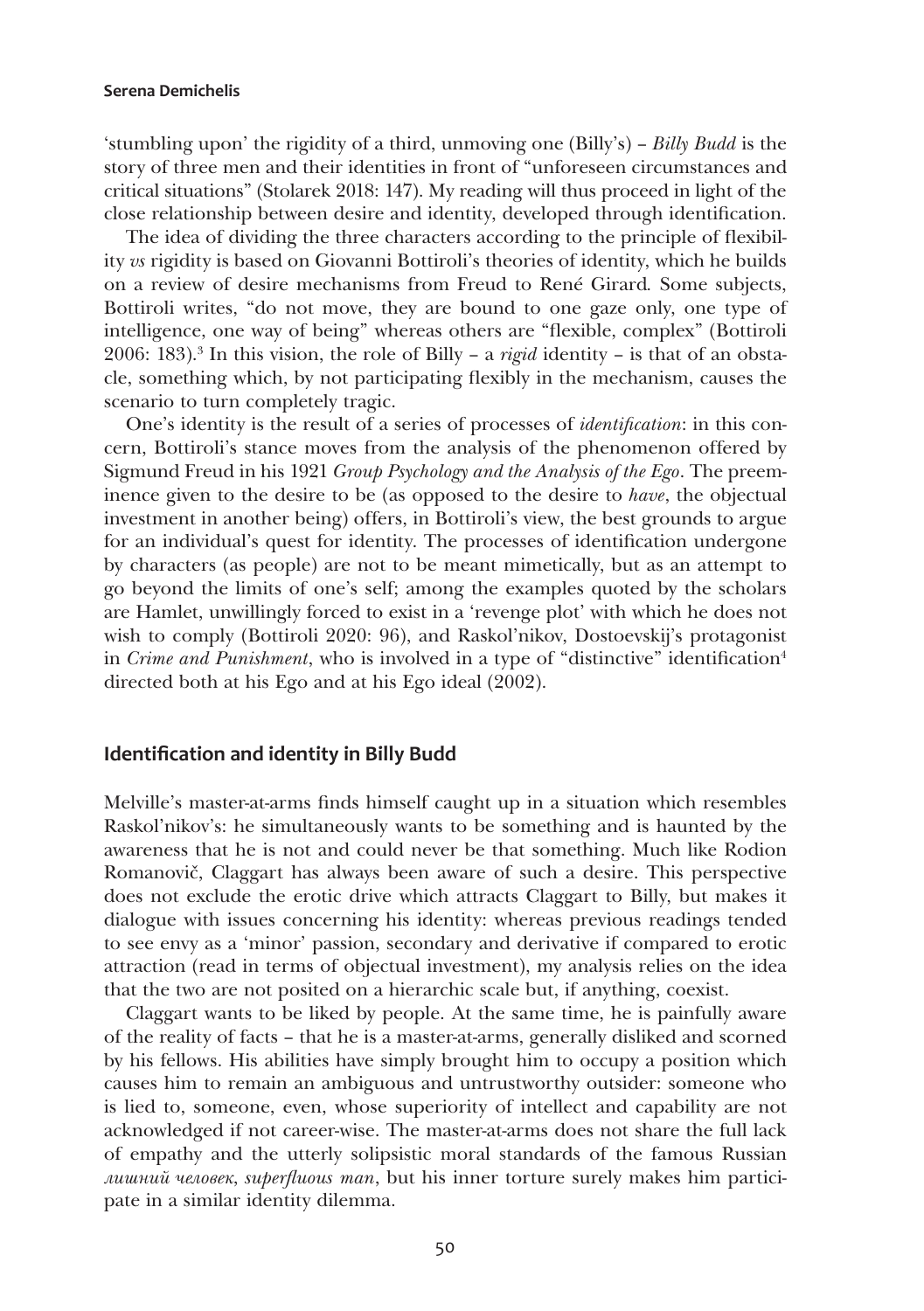'stumbling upon' the rigidity of a third, unmoving one (Billy's) – *Billy Budd* is the story of three men and their identities in front of "unforeseen circumstances and critical situations" (Stolarek 2018: 147). My reading will thus proceed in light of the close relationship between desire and identity, developed through identification.

The idea of dividing the three characters according to the principle of flexibility *vs* rigidity is based on Giovanni Bottiroli's theories of identity, which he builds on a review of desire mechanisms from Freud to René Girard. Some subjects, Bottiroli writes, "do not move, they are bound to one gaze only, one type of intelligence, one way of being" whereas others are "flexible, complex" (Bottiroli 2006: 183).[3] In this vision, the role of Billy – a *rigid* identity – is that of an obstacle, something which, by not participating flexibly in the mechanism, causes the scenario to turn completely tragic.

One's identity is the result of a series of processes of *identification*: in this concern, Bottiroli's stance moves from the analysis of the phenomenon offered by Sigmund Freud in his 1921 *Group Psychology and the Analysis of the Ego*. The preeminence given to the desire to be (as opposed to the desire to *have*, the objectual investment in another being) offers, in Bottiroli's view, the best grounds to argue for an individual's quest for identity. The processes of identification undergone by characters (as people) are not to be meant mimetically, but as an attempt to go beyond the limits of one's self; among the examples quoted by the scholars are Hamlet, unwillingly forced to exist in a 'revenge plot' with which he does not wish to comply (Bottiroli 2020: 96), and Raskol'nikov, Dostoevskij's protagonist in *Crime and Punishment*, who is involved in a type of "distinctive" identification[4] directed both at his Ego and at his Ego ideal (2002).

## Identification and identity in Billy Budd

Melville's master-at-arms finds himself caught up in a situation which resembles Raskol'nikov's: he simultaneously wants to be something and is haunted by the awareness that he is not and could never be that something. Much like Rodion Romanovič, Claggart has always been aware of such a desire. This perspective does not exclude the erotic drive which attracts Claggart to Billy, but makes it dialogue with issues concerning his identity: whereas previous readings tended to see envy as a 'minor' passion, secondary and derivative if compared to erotic attraction (read in terms of objectual investment), my analysis relies on the idea that the two are not posited on a hierarchic scale but, if anything, coexist.

Claggart wants to be liked by people. At the same time, he is painfully aware of the reality of facts – that he is a master-at-arms, generally disliked and scorned by his fellows. His abilities have simply brought him to occupy a position which causes him to remain an ambiguous and untrustworthy outsider: someone who is lied to, someone, even, whose superiority of intellect and capability are not acknowledged if not career-wise. The master-at-arms does not share the full lack of empathy and the utterly solipsistic moral standards of the famous Russian *лишний человек*, *superfluous man*, but his inner torture surely makes him participate in a similar identity dilemma.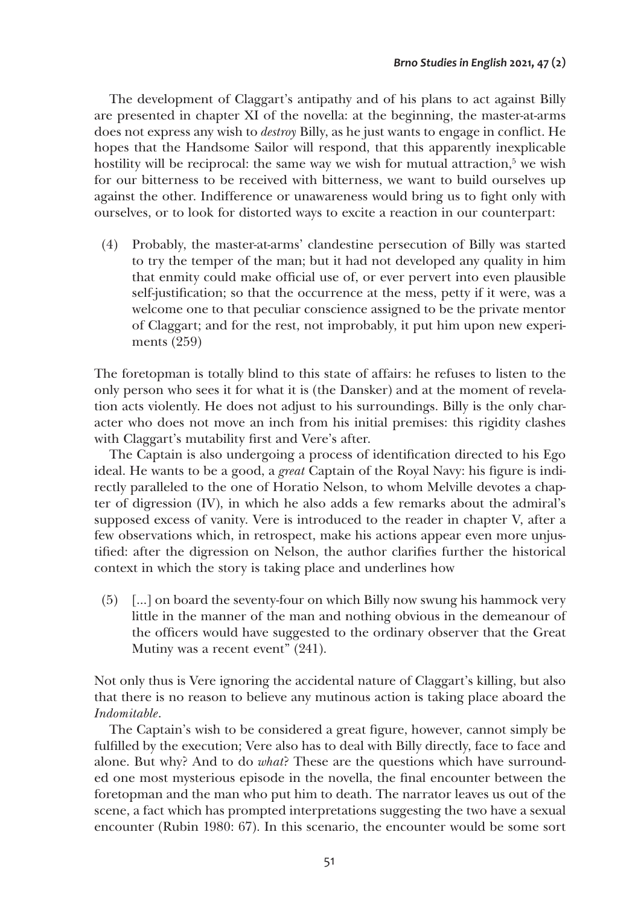The development of Claggart's antipathy and of his plans to act against Billy are presented in chapter XI of the novella: at the beginning, the master-at-arms does not express any wish to *destroy* Billy, as he just wants to engage in conflict. He hopes that the Handsome Sailor will respond, that this apparently inexplicable hostility will be reciprocal: the same way we wish for mutual attraction,[5] we wish for our bitterness to be received with bitterness, we want to build ourselves up against the other. Indifference or unawareness would bring us to fight only with ourselves, or to look for distorted ways to excite a reaction in our counterpart:

(4) Probably, the master-at-arms' clandestine persecution of Billy was started to try the temper of the man; but it had not developed any quality in him that enmity could make official use of, or ever pervert into even plausible self-justification; so that the occurrence at the mess, petty if it were, was a welcome one to that peculiar conscience assigned to be the private mentor of Claggart; and for the rest, not improbably, it put him upon new experiments (259)

The foretopman is totally blind to this state of affairs: he refuses to listen to the only person who sees it for what it is (the Dansker) and at the moment of revelation acts violently. He does not adjust to his surroundings. Billy is the only character who does not move an inch from his initial premises: this rigidity clashes with Claggart's mutability first and Vere's after.

The Captain is also undergoing a process of identification directed to his Ego ideal. He wants to be a good, a *great* Captain of the Royal Navy: his figure is indirectly paralleled to the one of Horatio Nelson, to whom Melville devotes a chapter of digression (IV), in which he also adds a few remarks about the admiral's supposed excess of vanity. Vere is introduced to the reader in chapter V, after a few observations which, in retrospect, make his actions appear even more unjustified: after the digression on Nelson, the author clarifies further the historical context in which the story is taking place and underlines how

(5) [...] on board the seventy-four on which Billy now swung his hammock very little in the manner of the man and nothing obvious in the demeanour of the officers would have suggested to the ordinary observer that the Great Mutiny was a recent event" (241).

Not only thus is Vere ignoring the accidental nature of Claggart's killing, but also that there is no reason to believe any mutinous action is taking place aboard the *Indomitable*.

The Captain's wish to be considered a great figure, however, cannot simply be fulfilled by the execution; Vere also has to deal with Billy directly, face to face and alone. But why? And to do *what*? These are the questions which have surrounded one most mysterious episode in the novella, the final encounter between the foretopman and the man who put him to death. The narrator leaves us out of the scene, a fact which has prompted interpretations suggesting the two have a sexual encounter (Rubin 1980: 67). In this scenario, the encounter would be some sort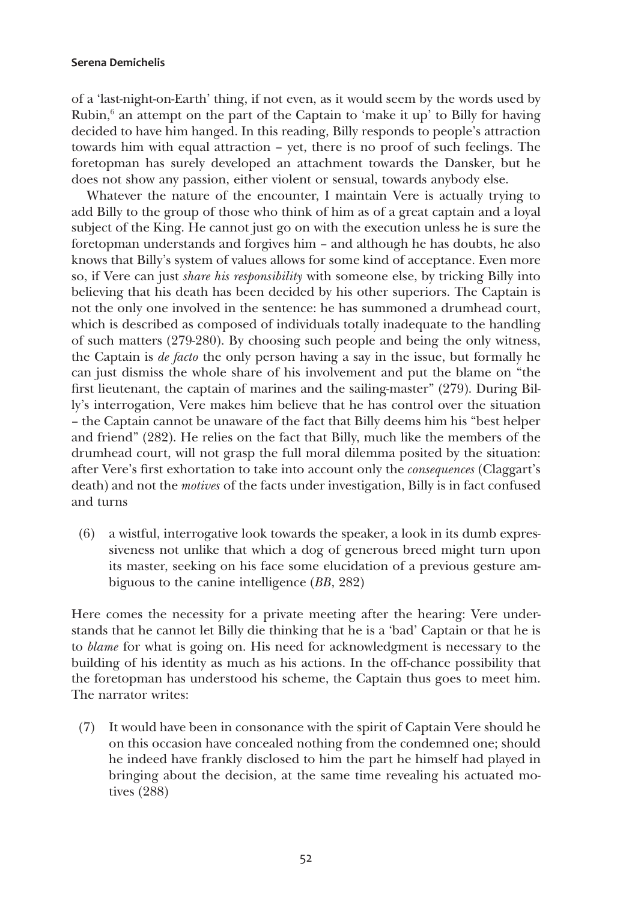of a 'last-night-on-Earth' thing, if not even, as it would seem by the words used by Rubin,[6] an attempt on the part of the Captain to 'make it up' to Billy for having decided to have him hanged. In this reading, Billy responds to people's attraction towards him with equal attraction – yet, there is no proof of such feelings. The foretopman has surely developed an attachment towards the Dansker, but he does not show any passion, either violent or sensual, towards anybody else.

Whatever the nature of the encounter, I maintain Vere is actually trying to add Billy to the group of those who think of him as of a great captain and a loyal subject of the King. He cannot just go on with the execution unless he is sure the foretopman understands and forgives him – and although he has doubts, he also knows that Billy's system of values allows for some kind of acceptance. Even more so, if Vere can just *share his responsibility* with someone else, by tricking Billy into believing that his death has been decided by his other superiors. The Captain is not the only one involved in the sentence: he has summoned a drumhead court, which is described as composed of individuals totally inadequate to the handling of such matters (279-280). By choosing such people and being the only witness, the Captain is *de facto* the only person having a say in the issue, but formally he can just dismiss the whole share of his involvement and put the blame on "the first lieutenant, the captain of marines and the sailing-master" (279). During Billy's interrogation, Vere makes him believe that he has control over the situation – the Captain cannot be unaware of the fact that Billy deems him his "best helper and friend" (282). He relies on the fact that Billy, much like the members of the drumhead court, will not grasp the full moral dilemma posited by the situation: after Vere's first exhortation to take into account only the *consequences* (Claggart's death) and not the *motives* of the facts under investigation, Billy is in fact confused and turns

(6) a wistful, interrogative look towards the speaker, a look in its dumb expressiveness not unlike that which a dog of generous breed might turn upon its master, seeking on his face some elucidation of a previous gesture ambiguous to the canine intelligence (*BB*, 282)

Here comes the necessity for a private meeting after the hearing: Vere understands that he cannot let Billy die thinking that he is a 'bad' Captain or that he is to *blame* for what is going on. His need for acknowledgment is necessary to the building of his identity as much as his actions. In the off-chance possibility that the foretopman has understood his scheme, the Captain thus goes to meet him. The narrator writes:

(7) It would have been in consonance with the spirit of Captain Vere should he on this occasion have concealed nothing from the condemned one; should he indeed have frankly disclosed to him the part he himself had played in bringing about the decision, at the same time revealing his actuated motives (288)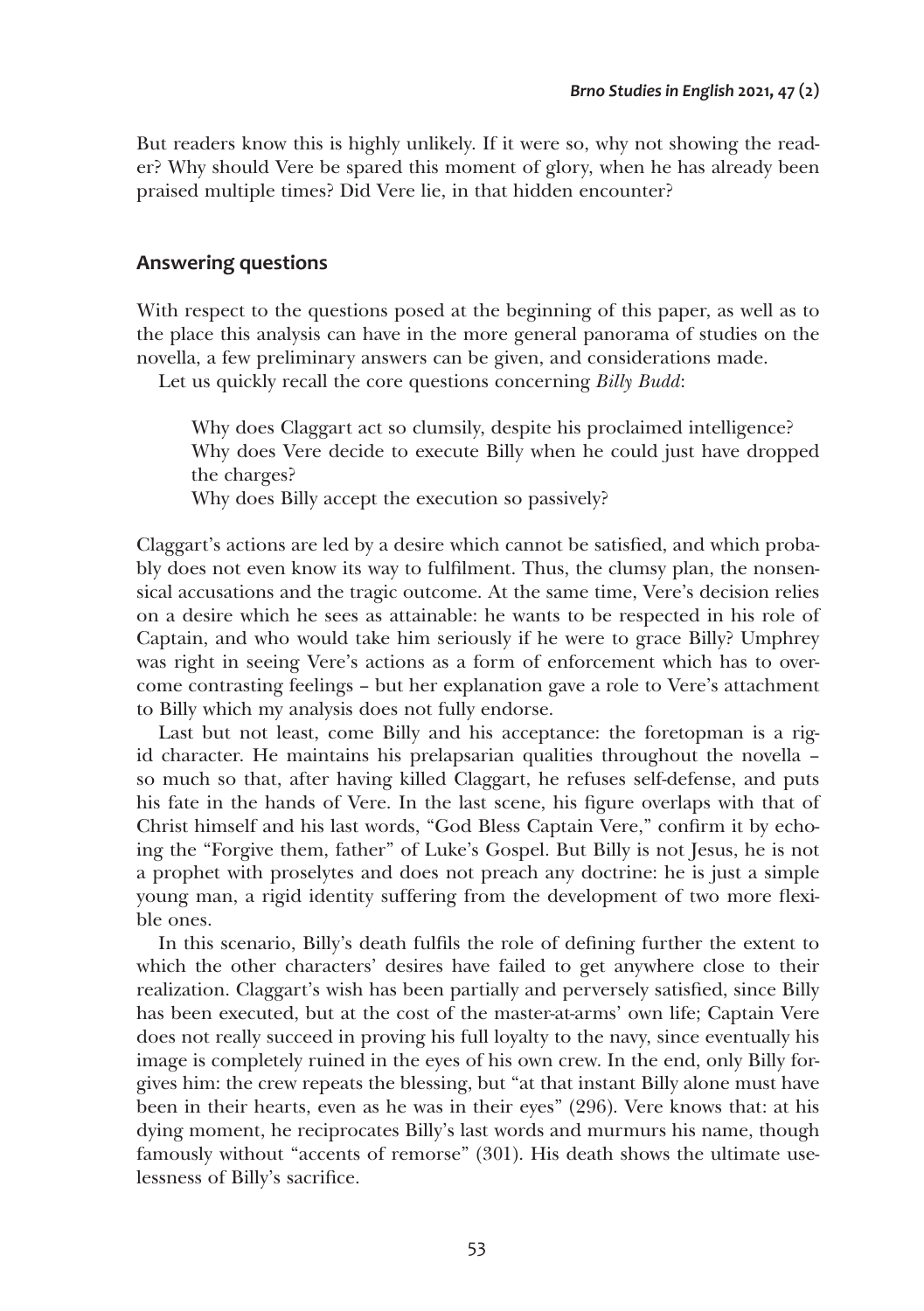But readers know this is highly unlikely. If it were so, why not showing the reader? Why should Vere be spared this moment of glory, when he has already been praised multiple times? Did Vere lie, in that hidden encounter?

## Answering questions

With respect to the questions posed at the beginning of this paper, as well as to the place this analysis can have in the more general panorama of studies on the novella, a few preliminary answers can be given, and considerations made.

Let us quickly recall the core questions concerning *Billy Budd*:

> Why does Claggart act so clumsily, despite his proclaimed intelligence?
> Why does Vere decide to execute Billy when he could just have dropped the charges?
> Why does Billy accept the execution so passively?

Claggart's actions are led by a desire which cannot be satisfied, and which probably does not even know its way to fulfilment. Thus, the clumsy plan, the nonsensical accusations and the tragic outcome. At the same time, Vere's decision relies on a desire which he sees as attainable: he wants to be respected in his role of Captain, and who would take him seriously if he were to grace Billy? Umphrey was right in seeing Vere's actions as a form of enforcement which has to overcome contrasting feelings – but her explanation gave a role to Vere's attachment to Billy which my analysis does not fully endorse.

Last but not least, come Billy and his acceptance: the foretopman is a rigid character. He maintains his prelapsarian qualities throughout the novella – so much so that, after having killed Claggart, he refuses self-defense, and puts his fate in the hands of Vere. In the last scene, his figure overlaps with that of Christ himself and his last words, "God Bless Captain Vere," confirm it by echoing the "Forgive them, father" of Luke's Gospel. But Billy is not Jesus, he is not a prophet with proselytes and does not preach any doctrine: he is just a simple young man, a rigid identity suffering from the development of two more flexible ones.

In this scenario, Billy's death fulfils the role of defining further the extent to which the other characters' desires have failed to get anywhere close to their realization. Claggart's wish has been partially and perversely satisfied, since Billy has been executed, but at the cost of the master-at-arms' own life; Captain Vere does not really succeed in proving his full loyalty to the navy, since eventually his image is completely ruined in the eyes of his own crew. In the end, only Billy forgives him: the crew repeats the blessing, but "at that instant Billy alone must have been in their hearts, even as he was in their eyes" (296). Vere knows that: at his dying moment, he reciprocates Billy's last words and murmurs his name, though famously without "accents of remorse" (301). His death shows the ultimate uselessness of Billy's sacrifice.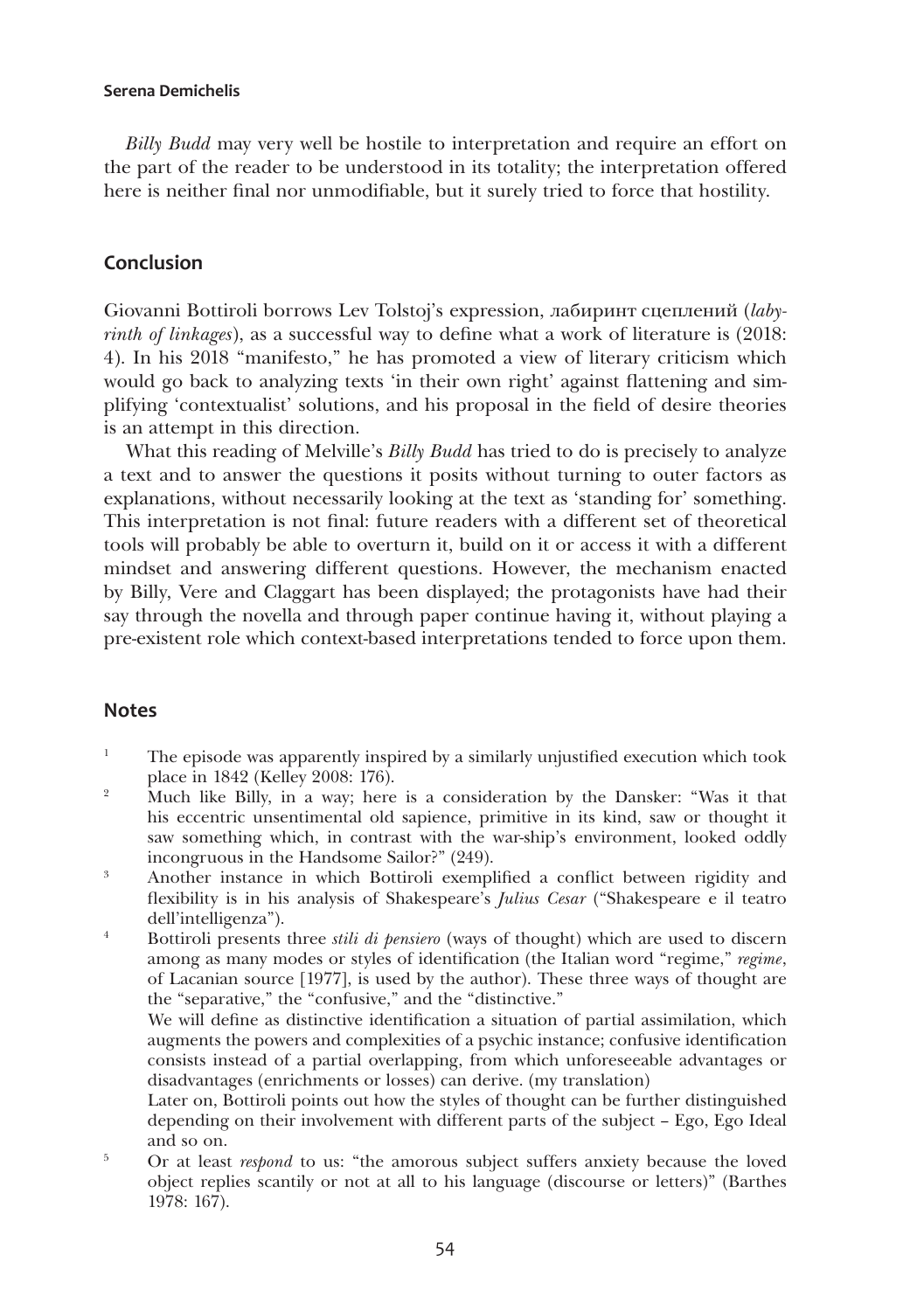*Billy Budd* may very well be hostile to interpretation and require an effort on the part of the reader to be understood in its totality; the interpretation offered here is neither final nor unmodifiable, but it surely tried to force that hostility.

## Conclusion

Giovanni Bottiroli borrows Lev Tolstoj's expression, лабиринт сцеплений (*labyrinth of linkages*), as a successful way to define what a work of literature is (2018: 4). In his 2018 "manifesto," he has promoted a view of literary criticism which would go back to analyzing texts 'in their own right' against flattening and simplifying 'contextualist' solutions, and his proposal in the field of desire theories is an attempt in this direction.

What this reading of Melville's *Billy Budd* has tried to do is precisely to analyze a text and to answer the questions it posits without turning to outer factors as explanations, without necessarily looking at the text as 'standing for' something. This interpretation is not final: future readers with a different set of theoretical tools will probably be able to overturn it, build on it or access it with a different mindset and answering different questions. However, the mechanism enacted by Billy, Vere and Claggart has been displayed; the protagonists have had their say through the novella and through paper continue having it, without playing a pre-existent role which context-based interpretations tended to force upon them.

## Notes

1. The episode was apparently inspired by a similarly unjustified execution which took place in 1842 (Kelley 2008: 176).
2. Much like Billy, in a way; here is a consideration by the Dansker: "Was it that his eccentric unsentimental old sapience, primitive in its kind, saw or thought it saw something which, in contrast with the war-ship's environment, looked oddly incongruous in the Handsome Sailor?" (249).
3. Another instance in which Bottiroli exemplified a conflict between rigidity and flexibility is in his analysis of Shakespeare's *Julius Cesar* ("Shakespeare e il teatro dell'intelligenza").
4. Bottiroli presents three *stili di pensiero* (ways of thought) which are used to discern among as many modes or styles of identification (the Italian word "regime," *regime*, of Lacanian source [1977], is used by the author). These three ways of thought are the "separative," the "confusive," and the "distinctive."

   We will define as distinctive identification a situation of partial assimilation, which augments the powers and complexities of a psychic instance; confusive identification consists instead of a partial overlapping, from which unforeseeable advantages or disadvantages (enrichments or losses) can derive. (my translation)

   Later on, Bottiroli points out how the styles of thought can be further distinguished depending on their involvement with different parts of the subject – Ego, Ego Ideal and so on.
5. Or at least *respond* to us: "the amorous subject suffers anxiety because the loved object replies scantily or not at all to his language (discourse or letters)" (Barthes 1978: 167).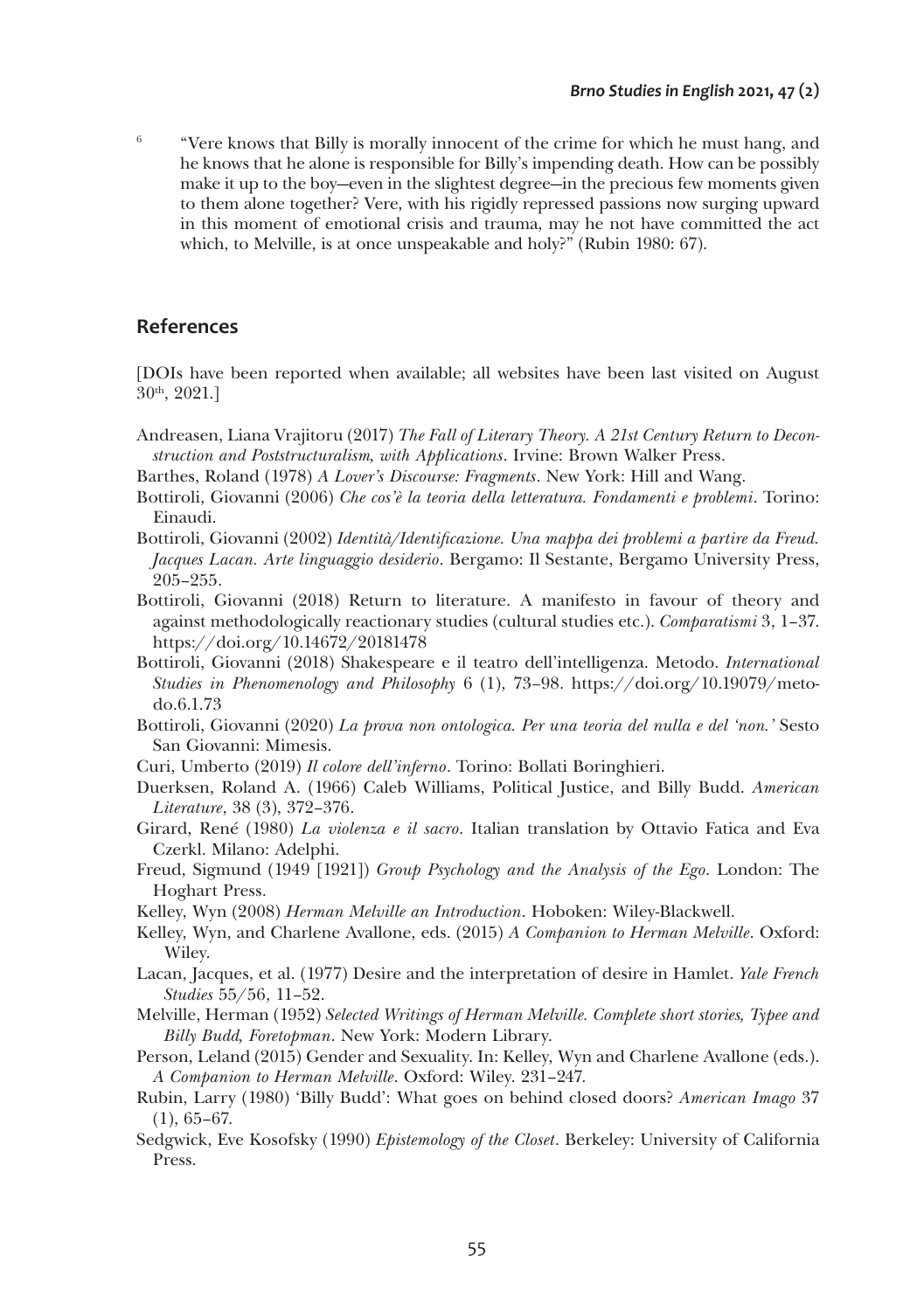[6] "Vere knows that Billy is morally innocent of the crime for which he must hang, and he knows that he alone is responsible for Billy's impending death. How can be possibly make it up to the boy—even in the slightest degree—in the precious few moments given to them alone together? Vere, with his rigidly repressed passions now surging upward in this moment of emotional crisis and trauma, may he not have committed the act which, to Melville, is at once unspeakable and holy?" (Rubin 1980: 67).

## References

[DOIs have been reported when available; all websites have been last visited on August 30th, 2021.]

Andreasen, Liana Vrajitoru (2017) *The Fall of Literary Theory. A 21st Century Return to Deconstruction and Poststructuralism, with Applications*. Irvine: Brown Walker Press.

Barthes, Roland (1978) *A Lover's Discourse: Fragments*. New York: Hill and Wang.

Bottiroli, Giovanni (2006) *Che cos'è la teoria della letteratura. Fondamenti e problemi*. Torino: Einaudi.

Bottiroli, Giovanni (2002) *Identità/Identificazione. Una mappa dei problemi a partire da Freud. Jacques Lacan. Arte linguaggio desiderio*. Bergamo: Il Sestante, Bergamo University Press, 205–255.

Bottiroli, Giovanni (2018) Return to literature. A manifesto in favour of theory and against methodologically reactionary studies (cultural studies etc.). *Comparatismi* 3, 1–37. https://doi.org/10.14672/20181478

Bottiroli, Giovanni (2018) Shakespeare e il teatro dell'intelligenza. Metodo. *International Studies in Phenomenology and Philosophy* 6 (1), 73–98. https://doi.org/10.19079/metodo.6.1.73

Bottiroli, Giovanni (2020) *La prova non ontologica. Per una teoria del nulla e del 'non.'* Sesto San Giovanni: Mimesis.

Curi, Umberto (2019) *Il colore dell'inferno*. Torino: Bollati Boringhieri.

Duerksen, Roland A. (1966) Caleb Williams, Political Justice, and Billy Budd. *American Literature*, 38 (3), 372–376.

Girard, René (1980) *La violenza e il sacro*. Italian translation by Ottavio Fatica and Eva Czerkl. Milano: Adelphi.

Freud, Sigmund (1949 [1921]) *Group Psychology and the Analysis of the Ego*. London: The Hoghart Press.

Kelley, Wyn (2008) *Herman Melville an Introduction*. Hoboken: Wiley-Blackwell.

Kelley, Wyn, and Charlene Avallone, eds. (2015) *A Companion to Herman Melville*. Oxford: Wiley.

Lacan, Jacques, et al. (1977) Desire and the interpretation of desire in Hamlet. *Yale French Studies* 55/56, 11–52.

Melville, Herman (1952) *Selected Writings of Herman Melville. Complete short stories, Typee and Billy Budd, Foretopman*. New York: Modern Library.

Person, Leland (2015) Gender and Sexuality. In: Kelley, Wyn and Charlene Avallone (eds.). *A Companion to Herman Melville*. Oxford: Wiley. 231–247.

Rubin, Larry (1980) 'Billy Budd': What goes on behind closed doors? *American Imago* 37 (1), 65–67.

Sedgwick, Eve Kosofsky (1990) *Epistemology of the Closet*. Berkeley: University of California Press.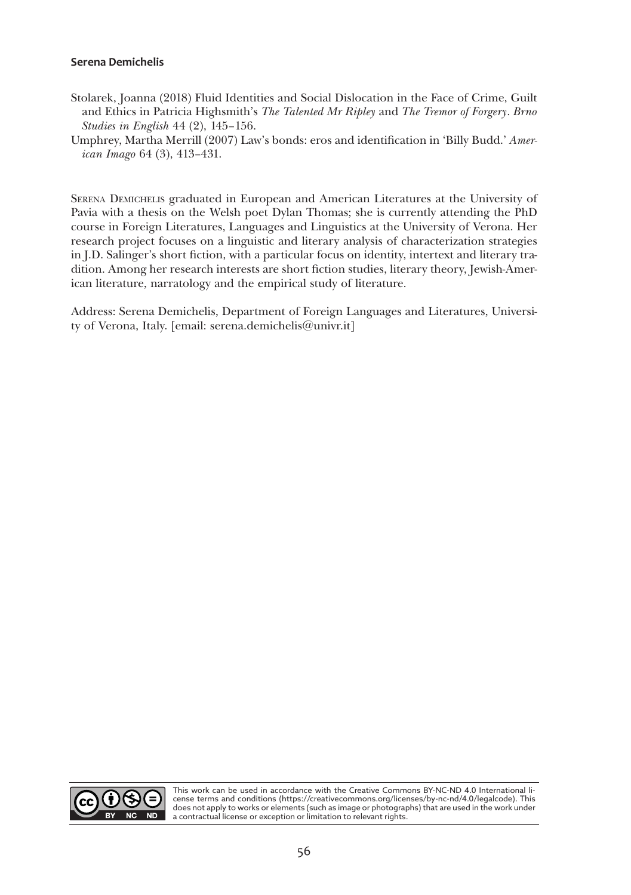Stolarek, Joanna (2018) Fluid Identities and Social Dislocation in the Face of Crime, Guilt and Ethics in Patricia Highsmith's *The Talented Mr Ripley* and *The Tremor of Forgery*. *Brno Studies in English* 44 (2), 145–156.

Umphrey, Martha Merrill (2007) Law's bonds: eros and identification in 'Billy Budd.' *American Imago* 64 (3), 413–431.

Serena Demichelis graduated in European and American Literatures at the University of Pavia with a thesis on the Welsh poet Dylan Thomas; she is currently attending the PhD course in Foreign Literatures, Languages and Linguistics at the University of Verona. Her research project focuses on a linguistic and literary analysis of characterization strategies in J.D. Salinger's short fiction, with a particular focus on identity, intertext and literary tradition. Among her research interests are short fiction studies, literary theory, Jewish-American literature, narratology and the empirical study of literature.

Address: Serena Demichelis, Department of Foreign Languages and Literatures, University of Verona, Italy. [email: serena.demichelis@univr.it]

This work can be used in accordance with the Creative Commons BY-NC-ND 4.0 International license terms and conditions (https://creativecommons.org/licenses/by-nc-nd/4.0/legalcode). This does not apply to works or elements (such as image or photographs) that are used in the work under a contractual license or exception or limitation to relevant rights.